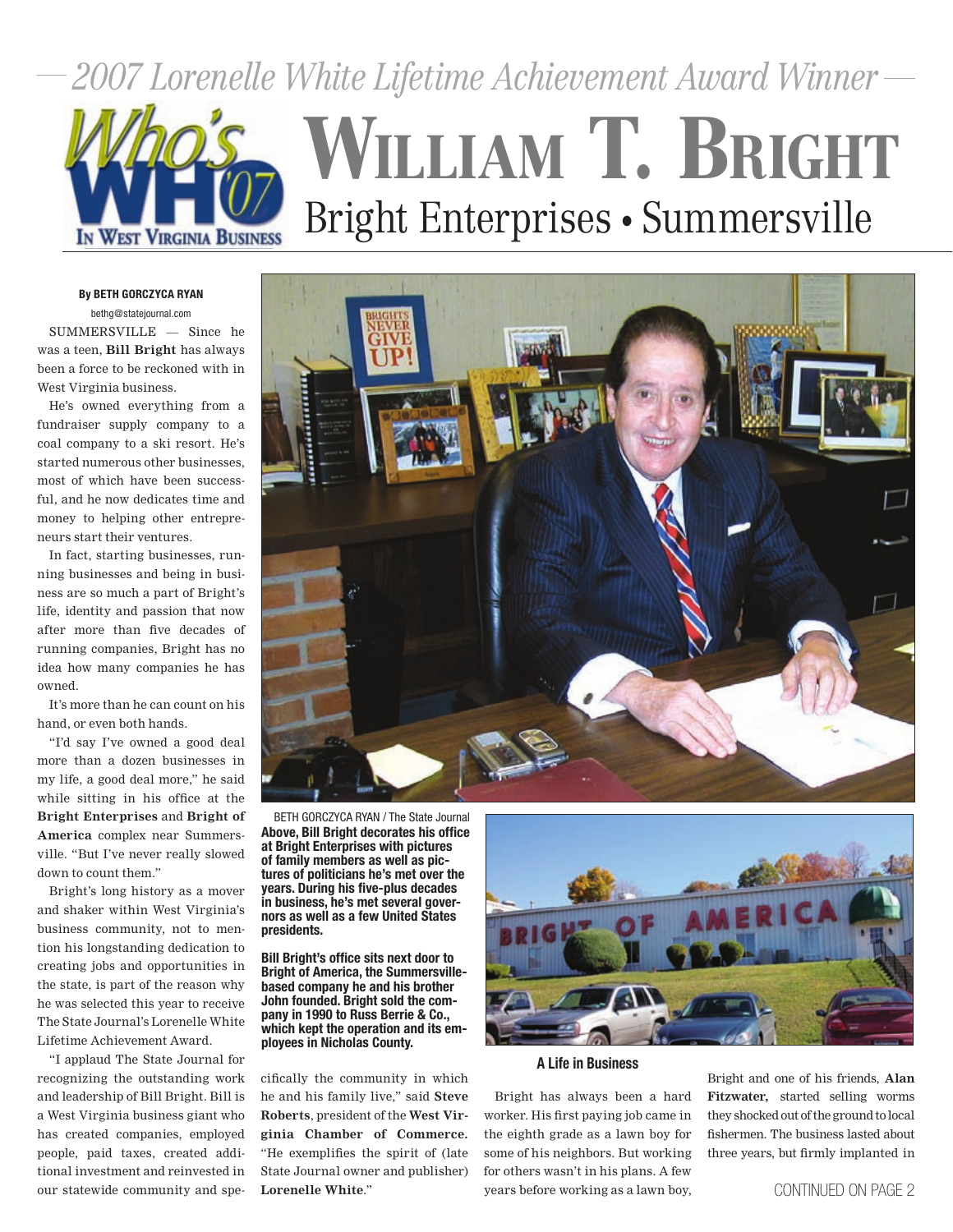*— 2007 Lorenelle White Lifetime Achievement Award Winner —*

Who's Who '07 In West Virginia Business

# William T. Bright

## Bright Enterprises • Summersville

**By BETH GORCZYCA RYAN**
bethg@statejournal.com

SUMMERSVILLE — Since he was a teen, **Bill Bright** has always been a force to be reckoned with in West Virginia business.

He's owned everything from a fundraiser supply company to a coal company to a ski resort. He's started numerous other businesses, most of which have been successful, and he now dedicates time and money to helping other entrepreneurs start their ventures.

In fact, starting businesses, running businesses and being in business are so much a part of Bright's life, identity and passion that now after more than five decades of running companies, Bright has no idea how many companies he has owned.

It's more than he can count on his hand, or even both hands.

"I'd say I've owned a good deal more than a dozen businesses in my life, a good deal more," he said while sitting in his office at the **Bright Enterprises** and **Bright of America** complex near Summersville. "But I've never really slowed down to count them."

Bright's long history as a mover and shaker within West Virginia's business community, not to mention his longstanding dedication to creating jobs and opportunities in the state, is part of the reason why he was selected this year to receive The State Journal's Lorenelle White Lifetime Achievement Award.

"I applaud The State Journal for recognizing the outstanding work and leadership of Bill Bright. Bill is a West Virginia business giant who has created companies, employed people, paid taxes, created additional investment and reinvested in our statewide community and specifically the community in which he and his family live," said **Steve Roberts**, president of the **West Virginia Chamber of Commerce.** "He exemplifies the spirit of (late State Journal owner and publisher) **Lorenelle White**."

BETH GORCZYCA RYAN / The State Journal

**Above, Bill Bright decorates his office at Bright Enterprises with pictures of family members as well as pictures of politicians he's met over the years. During his five-plus decades in business, he's met several governors as well as a few United States presidents.**

**Bill Bright's office sits next door to Bright of America, the Summersville-based company he and his brother John founded. Bright sold the company in 1990 to Russ Berrie & Co., which kept the operation and its employees in Nicholas County.**

### A Life in Business

Bright has always been a hard worker. His first paying job came in the eighth grade as a lawn boy for some of his neighbors. But working for others wasn't in his plans. A few years before working as a lawn boy, Bright and one of his friends, **Alan Fitzwater,** started selling worms they shocked out of the ground to local fishermen. The business lasted about three years, but firmly implanted in

CONTINUED ON PAGE 2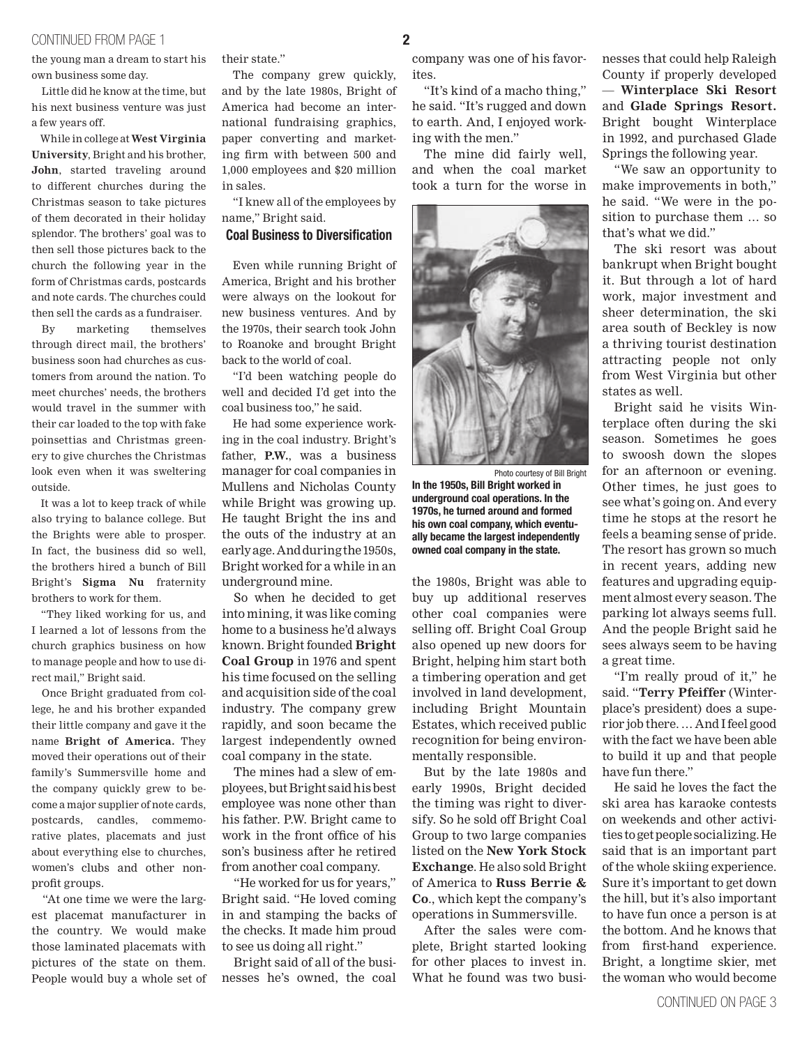the young man a dream to start his own business some day.

Little did he know at the time, but his next business venture was just a few years off.

While in college at **West Virginia University**, Bright and his brother, **John**, started traveling around to different churches during the Christmas season to take pictures of them decorated in their holiday splendor. The brothers' goal was to then sell those pictures back to the church the following year in the form of Christmas cards, postcards and note cards. The churches could then sell the cards as a fundraiser.

By marketing themselves through direct mail, the brothers' business soon had churches as customers from around the nation. To meet churches' needs, the brothers would travel in the summer with their car loaded to the top with fake poinsettias and Christmas greenery to give churches the Christmas look even when it was sweltering outside.

It was a lot to keep track of while also trying to balance college. But the Brights were able to prosper. In fact, the business did so well, the brothers hired a bunch of Bill Bright's **Sigma Nu** fraternity brothers to work for them.

"They liked working for us, and I learned a lot of lessons from the church graphics business on how to manage people and how to use direct mail," Bright said.

Once Bright graduated from college, he and his brother expanded their little company and gave it the name **Bright of America.** They moved their operations out of their family's Summersville home and the company quickly grew to become a major supplier of note cards, postcards, candles, commemorative plates, placemats and just about everything else to churches, women's clubs and other nonprofit groups.

"At one time we were the largest placemat manufacturer in the country. We would make those laminated placemats with pictures of the state on them. People would buy a whole set of their state."

The company grew quickly, and by the late 1980s, Bright of America had become an international fundraising graphics, paper converting and marketing firm with between 500 and 1,000 employees and $20 million in sales.

"I knew all of the employees by name," Bright said.

### Coal Business to Diversification

Even while running Bright of America, Bright and his brother were always on the lookout for new business ventures. And by the 1970s, their search took John to Roanoke and brought Bright back to the world of coal.

"I'd been watching people do well and decided I'd get into the coal business too," he said.

He had some experience working in the coal industry. Bright's father, **P.W.**, was a business manager for coal companies in Mullens and Nicholas County while Bright was growing up. He taught Bright the ins and the outs of the industry at an early age. And during the 1950s, Bright worked for a while in an underground mine.

So when he decided to get into mining, it was like coming home to a business he'd always known. Bright founded **Bright Coal Group** in 1976 and spent his time focused on the selling and acquisition side of the coal industry. The company grew rapidly, and soon became the largest independently owned coal company in the state.

The mines had a slew of employees, but Bright said his best employee was none other than his father. P.W. Bright came to work in the front office of his son's business after he retired from another coal company.

"He worked for us for years," Bright said. "He loved coming in and stamping the backs of the checks. It made him proud to see us doing all right."

Bright said of all of the businesses he's owned, the coal company was one of his favorites.

"It's kind of a macho thing," he said. "It's rugged and down to earth. And, I enjoyed working with the men."

The mine did fairly well, and when the coal market took a turn for the worse in the 1980s, Bright was able to buy up additional reserves other coal companies were selling off. Bright Coal Group also opened up new doors for Bright, helping him start both a timbering operation and get involved in land development, including Bright Mountain Estates, which received public recognition for being environmentally responsible.

Photo courtesy of Bill Bright

**In the 1950s, Bill Bright worked in underground coal operations. In the 1970s, he turned around and formed his own coal company, which eventually became the largest independently owned coal company in the state.**

But by the late 1980s and early 1990s, Bright decided the timing was right to diversify. So he sold off Bright Coal Group to two large companies listed on the **New York Stock Exchange**. He also sold Bright of America to **Russ Berrie & Co**., which kept the company's operations in Summersville.

After the sales were complete, Bright started looking for other places to invest in. What he found was two businesses that could help Raleigh County if properly developed — **Winterplace Ski Resort** and **Glade Springs Resort.** Bright bought Winterplace in 1992, and purchased Glade Springs the following year.

"We saw an opportunity to make improvements in both," he said. "We were in the position to purchase them … so that's what we did."

The ski resort was about bankrupt when Bright bought it. But through a lot of hard work, major investment and sheer determination, the ski area south of Beckley is now a thriving tourist destination attracting people not only from West Virginia but other states as well.

Bright said he visits Winterplace often during the ski season. Sometimes he goes to swoosh down the slopes for an afternoon or evening. Other times, he just goes to see what's going on. And every time he stops at the resort he feels a beaming sense of pride. The resort has grown so much in recent years, adding new features and upgrading equipment almost every season. The parking lot always seems full. And the people Bright said he sees always seem to be having a great time.

"I'm really proud of it," he said. "**Terry Pfeiffer** (Winterplace's president) does a superior job there. … And I feel good with the fact we have been able to build it up and that people have fun there."

He said he loves the fact the ski area has karaoke contests on weekends and other activities to get people socializing. He said that is an important part of the whole skiing experience. Sure it's important to get down the hill, but it's also important to have fun once a person is at the bottom. And he knows that from first-hand experience. Bright, a longtime skier, met the woman who would become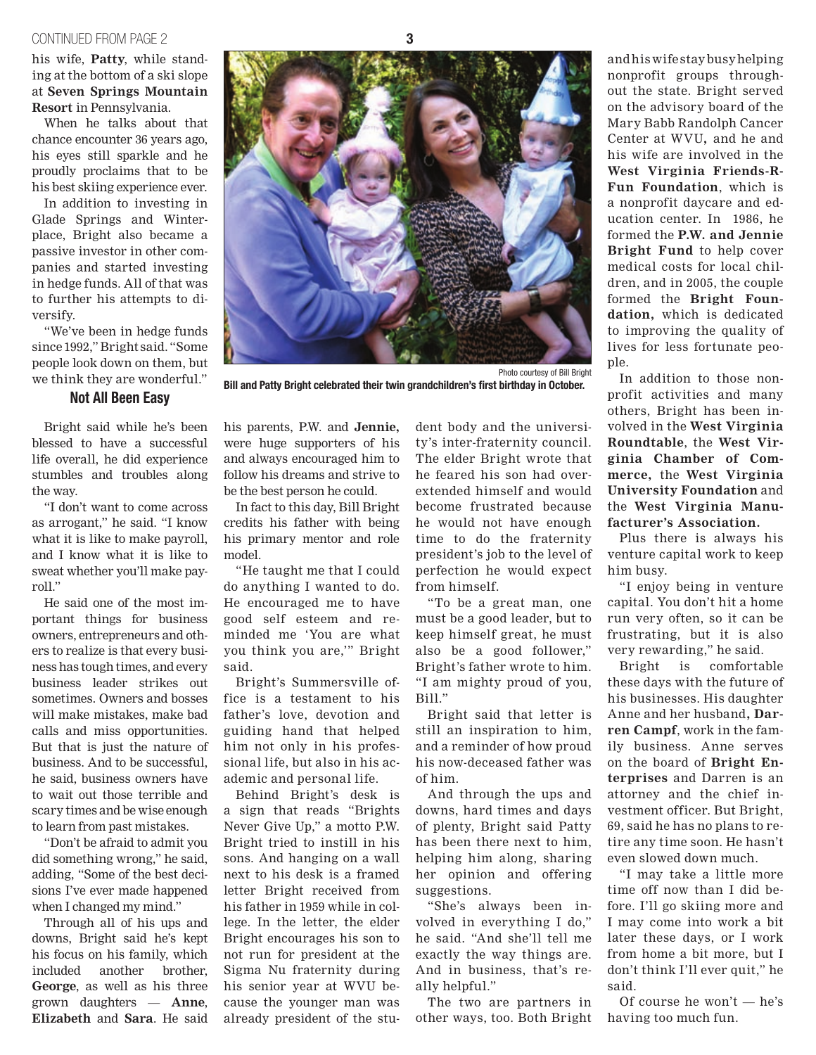his wife, **Patty**, while standing at the bottom of a ski slope at **Seven Springs Mountain Resort** in Pennsylvania.

When he talks about that chance encounter 36 years ago, his eyes still sparkle and he proudly proclaims that to be his best skiing experience ever.

In addition to investing in Glade Springs and Winterplace, Bright also became a passive investor in other companies and started investing in hedge funds. All of that was to further his attempts to diversify.

"We've been in hedge funds since 1992," Bright said. "Some people look down on them, but we think they are wonderful."

### Not All Been Easy

Bright said while he's been blessed to have a successful life overall, he did experience stumbles and troubles along the way.

"I don't want to come across as arrogant," he said. "I know what it is like to make payroll, and I know what it is like to sweat whether you'll make payroll."

He said one of the most important things for business owners, entrepreneurs and others to realize is that every business has tough times, and every business leader strikes out sometimes. Owners and bosses will make mistakes, make bad calls and miss opportunities. But that is just the nature of business. And to be successful, he said, business owners have to wait out those terrible and scary times and be wise enough to learn from past mistakes.

"Don't be afraid to admit you did something wrong," he said, adding, "Some of the best decisions I've ever made happened when I changed my mind."

Through all of his ups and downs, Bright said he's kept his focus on his family, which included another brother, **George**, as well as his three grown daughters — **Anne**, **Elizabeth** and **Sara**. He said his parents, P.W. and **Jennie,** were huge supporters of his and always encouraged him to follow his dreams and strive to be the best person he could.

Photo courtesy of Bill Bright

**Bill and Patty Bright celebrated their twin grandchildren's first birthday in October.**

In fact to this day, Bill Bright credits his father with being his primary mentor and role model.

"He taught me that I could do anything I wanted to do. He encouraged me to have good self esteem and reminded me 'You are what you think you are,'" Bright said.

Bright's Summersville office is a testament to his father's love, devotion and guiding hand that helped him not only in his professional life, but also in his academic and personal life.

Behind Bright's desk is a sign that reads "Brights Never Give Up," a motto P.W. Bright tried to instill in his sons. And hanging on a wall next to his desk is a framed letter Bright received from his father in 1959 while in college. In the letter, the elder Bright encourages his son to not run for president at the Sigma Nu fraternity during his senior year at WVU because the younger man was already president of the student body and the university's inter-fraternity council. The elder Bright wrote that he feared his son had overextended himself and would become frustrated because he would not have enough time to do the fraternity president's job to the level of perfection he would expect from himself.

"To be a great man, one must be a good leader, but to keep himself great, he must also be a good follower," Bright's father wrote to him. "I am mighty proud of you, Bill."

Bright said that letter is still an inspiration to him, and a reminder of how proud his now-deceased father was of him.

And through the ups and downs, hard times and days of plenty, Bright said Patty has been there next to him, helping him along, sharing her opinion and offering suggestions.

"She's always been involved in everything I do," he said. "And she'll tell me exactly the way things are. And in business, that's really helpful."

The two are partners in other ways, too. Both Bright and his wife stay busy helping nonprofit groups throughout the state. Bright served on the advisory board of the Mary Babb Randolph Cancer Center at WVU**,** and he and his wife are involved in the **West Virginia Friends-R-Fun Foundation**, which is a nonprofit daycare and education center. In 1986, he formed the **P.W. and Jennie Bright Fund** to help cover medical costs for local children, and in 2005, the couple formed the **Bright Foundation,** which is dedicated to improving the quality of lives for less fortunate people.

In addition to those nonprofit activities and many others, Bright has been involved in the **West Virginia Roundtable**, the **West Virginia Chamber of Commerce,** the **West Virginia University Foundation** and the **West Virginia Manufacturer's Association.**

Plus there is always his venture capital work to keep him busy.

"I enjoy being in venture capital. You don't hit a home run very often, so it can be frustrating, but it is also very rewarding," he said.

Bright is comfortable these days with the future of his businesses. His daughter Anne and her husband**, Darren Campf**, work in the family business. Anne serves on the board of **Bright Enterprises** and Darren is an attorney and the chief investment officer. But Bright, 69, said he has no plans to retire any time soon. He hasn't even slowed down much.

"I may take a little more time off now than I did before. I'll go skiing more and I may come into work a bit later these days, or I work from home a bit more, but I don't think I'll ever quit," he said.

Of course he won't — he's having too much fun.